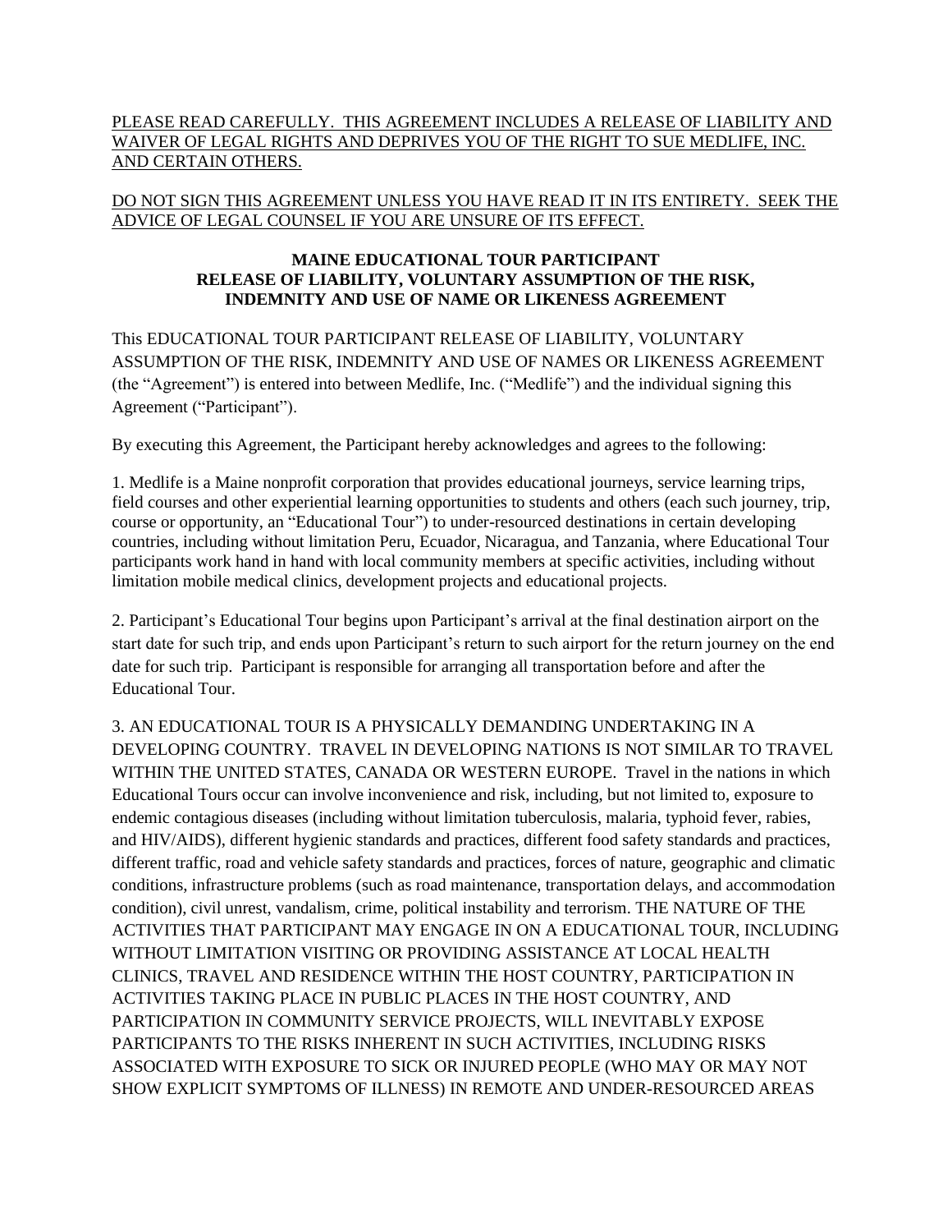PLEASE READ CAREFULLY. THIS AGREEMENT INCLUDES A RELEASE OF LIABILITY AND WAIVER OF LEGAL RIGHTS AND DEPRIVES YOU OF THE RIGHT TO SUE MEDLIFE, INC. AND CERTAIN OTHERS.

DO NOT SIGN THIS AGREEMENT UNLESS YOU HAVE READ IT IN ITS ENTIRETY. SEEK THE ADVICE OF LEGAL COUNSEL IF YOU ARE UNSURE OF ITS EFFECT.

**MAINE EDUCATIONAL TOUR PARTICIPANT RELEASE OF LIABILITY, VOLUNTARY ASSUMPTION OF THE RISK, INDEMNITY AND USE OF NAME OR LIKENESS AGREEMENT**

This EDUCATIONAL TOUR PARTICIPANT RELEASE OF LIABILITY, VOLUNTARY ASSUMPTION OF THE RISK, INDEMNITY AND USE OF NAMES OR LIKENESS AGREEMENT (the "Agreement") is entered into between Medlife, Inc. ("Medlife") and the individual signing this Agreement ("Participant").

By executing this Agreement, the Participant hereby acknowledges and agrees to the following:

1. Medlife is a Maine nonprofit corporation that provides educational journeys, service learning trips, field courses and other experiential learning opportunities to students and others (each such journey, trip, course or opportunity, an "Educational Tour") to under-resourced destinations in certain developing countries, including without limitation Peru, Ecuador, Nicaragua, and Tanzania, where Educational Tour participants work hand in hand with local community members at specific activities, including without limitation mobile medical clinics, development projects and educational projects.

2. Participant's Educational Tour begins upon Participant's arrival at the final destination airport on the start date for such trip, and ends upon Participant's return to such airport for the return journey on the end date for such trip. Participant is responsible for arranging all transportation before and after the Educational Tour.

3. AN EDUCATIONAL TOUR IS A PHYSICALLY DEMANDING UNDERTAKING IN A DEVELOPING COUNTRY. TRAVEL IN DEVELOPING NATIONS IS NOT SIMILAR TO TRAVEL WITHIN THE UNITED STATES, CANADA OR WESTERN EUROPE. Travel in the nations in which Educational Tours occur can involve inconvenience and risk, including, but not limited to, exposure to endemic contagious diseases (including without limitation tuberculosis, malaria, typhoid fever, rabies, and HIV/AIDS), different hygienic standards and practices, different food safety standards and practices, different traffic, road and vehicle safety standards and practices, forces of nature, geographic and climatic conditions, infrastructure problems (such as road maintenance, transportation delays, and accommodation condition), civil unrest, vandalism, crime, political instability and terrorism. THE NATURE OF THE ACTIVITIES THAT PARTICIPANT MAY ENGAGE IN ON A EDUCATIONAL TOUR, INCLUDING WITHOUT LIMITATION VISITING OR PROVIDING ASSISTANCE AT LOCAL HEALTH CLINICS, TRAVEL AND RESIDENCE WITHIN THE HOST COUNTRY, PARTICIPATION IN ACTIVITIES TAKING PLACE IN PUBLIC PLACES IN THE HOST COUNTRY, AND PARTICIPATION IN COMMUNITY SERVICE PROJECTS, WILL INEVITABLY EXPOSE PARTICIPANTS TO THE RISKS INHERENT IN SUCH ACTIVITIES, INCLUDING RISKS ASSOCIATED WITH EXPOSURE TO SICK OR INJURED PEOPLE (WHO MAY OR MAY NOT SHOW EXPLICIT SYMPTOMS OF ILLNESS) IN REMOTE AND UNDER-RESOURCED AREAS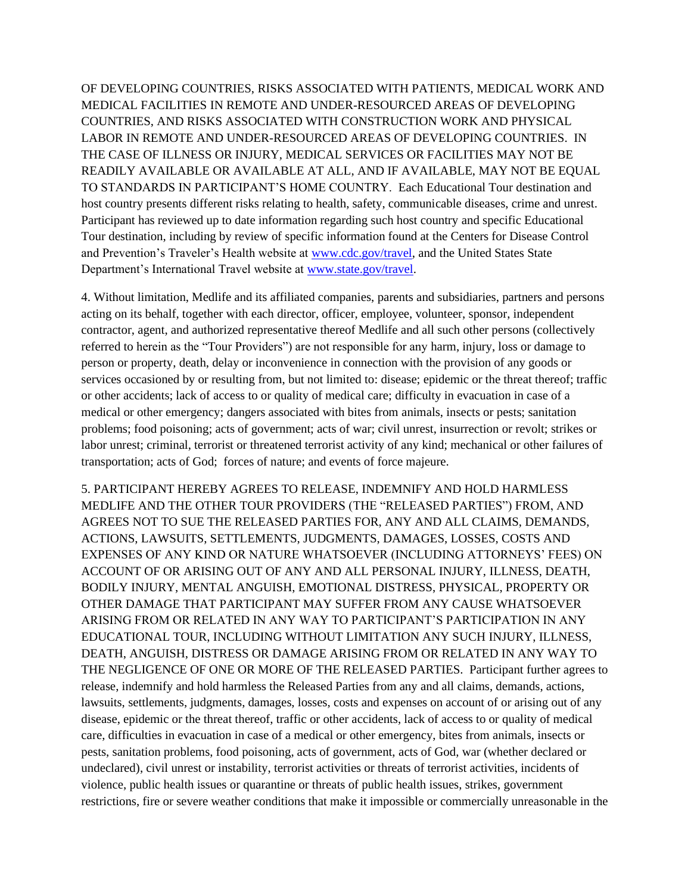OF DEVELOPING COUNTRIES, RISKS ASSOCIATED WITH PATIENTS, MEDICAL WORK AND MEDICAL FACILITIES IN REMOTE AND UNDER-RESOURCED AREAS OF DEVELOPING COUNTRIES, AND RISKS ASSOCIATED WITH CONSTRUCTION WORK AND PHYSICAL LABOR IN REMOTE AND UNDER-RESOURCED AREAS OF DEVELOPING COUNTRIES. IN THE CASE OF ILLNESS OR INJURY, MEDICAL SERVICES OR FACILITIES MAY NOT BE READILY AVAILABLE OR AVAILABLE AT ALL, AND IF AVAILABLE, MAY NOT BE EQUAL TO STANDARDS IN PARTICIPANT'S HOME COUNTRY. Each Educational Tour destination and host country presents different risks relating to health, safety, communicable diseases, crime and unrest. Participant has reviewed up to date information regarding such host country and specific Educational Tour destination, including by review of specific information found at the Centers for Disease Control and Prevention's Traveler's Health website at [www.cdc.gov/travel](www.cdc.gov/travel), and the United States State Department's International Travel website at [www.state.gov/travel](www.state.gov/travel).

4. Without limitation, Medlife and its affiliated companies, parents and subsidiaries, partners and persons acting on its behalf, together with each director, officer, employee, volunteer, sponsor, independent contractor, agent, and authorized representative thereof Medlife and all such other persons (collectively referred to herein as the "Tour Providers") are not responsible for any harm, injury, loss or damage to person or property, death, delay or inconvenience in connection with the provision of any goods or services occasioned by or resulting from, but not limited to: disease; epidemic or the threat thereof; traffic or other accidents; lack of access to or quality of medical care; difficulty in evacuation in case of a medical or other emergency; dangers associated with bites from animals, insects or pests; sanitation problems; food poisoning; acts of government; acts of war; civil unrest, insurrection or revolt; strikes or labor unrest; criminal, terrorist or threatened terrorist activity of any kind; mechanical or other failures of transportation; acts of God; forces of nature; and events of force majeure.

5. PARTICIPANT HEREBY AGREES TO RELEASE, INDEMNIFY AND HOLD HARMLESS MEDLIFE AND THE OTHER TOUR PROVIDERS (THE "RELEASED PARTIES") FROM, AND AGREES NOT TO SUE THE RELEASED PARTIES FOR, ANY AND ALL CLAIMS, DEMANDS, ACTIONS, LAWSUITS, SETTLEMENTS, JUDGMENTS, DAMAGES, LOSSES, COSTS AND EXPENSES OF ANY KIND OR NATURE WHATSOEVER (INCLUDING ATTORNEYS' FEES) ON ACCOUNT OF OR ARISING OUT OF ANY AND ALL PERSONAL INJURY, ILLNESS, DEATH, BODILY INJURY, MENTAL ANGUISH, EMOTIONAL DISTRESS, PHYSICAL, PROPERTY OR OTHER DAMAGE THAT PARTICIPANT MAY SUFFER FROM ANY CAUSE WHATSOEVER ARISING FROM OR RELATED IN ANY WAY TO PARTICIPANT'S PARTICIPATION IN ANY EDUCATIONAL TOUR, INCLUDING WITHOUT LIMITATION ANY SUCH INJURY, ILLNESS, DEATH, ANGUISH, DISTRESS OR DAMAGE ARISING FROM OR RELATED IN ANY WAY TO THE NEGLIGENCE OF ONE OR MORE OF THE RELEASED PARTIES. Participant further agrees to release, indemnify and hold harmless the Released Parties from any and all claims, demands, actions, lawsuits, settlements, judgments, damages, losses, costs and expenses on account of or arising out of any disease, epidemic or the threat thereof, traffic or other accidents, lack of access to or quality of medical care, difficulties in evacuation in case of a medical or other emergency, bites from animals, insects or pests, sanitation problems, food poisoning, acts of government, acts of God, war (whether declared or undeclared), civil unrest or instability, terrorist activities or threats of terrorist activities, incidents of violence, public health issues or quarantine or threats of public health issues, strikes, government restrictions, fire or severe weather conditions that make it impossible or commercially unreasonable in the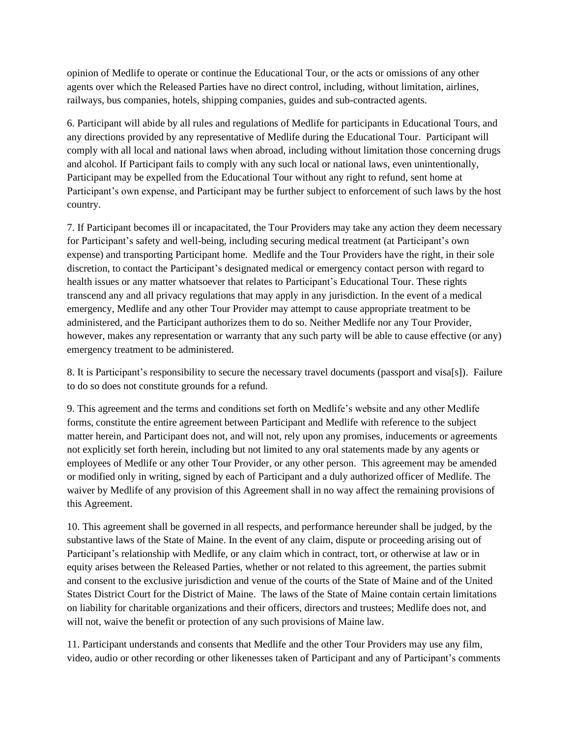opinion of Medlife to operate or continue the Educational Tour, or the acts or omissions of any other agents over which the Released Parties have no direct control, including, without limitation, airlines, railways, bus companies, hotels, shipping companies, guides and sub-contracted agents.

6. Participant will abide by all rules and regulations of Medlife for participants in Educational Tours, and any directions provided by any representative of Medlife during the Educational Tour. Participant will comply with all local and national laws when abroad, including without limitation those concerning drugs and alcohol. If Participant fails to comply with any such local or national laws, even unintentionally, Participant may be expelled from the Educational Tour without any right to refund, sent home at Participant's own expense, and Participant may be further subject to enforcement of such laws by the host country.

7. If Participant becomes ill or incapacitated, the Tour Providers may take any action they deem necessary for Participant's safety and well-being, including securing medical treatment (at Participant's own expense) and transporting Participant home. Medlife and the Tour Providers have the right, in their sole discretion, to contact the Participant's designated medical or emergency contact person with regard to health issues or any matter whatsoever that relates to Participant's Educational Tour. These rights transcend any and all privacy regulations that may apply in any jurisdiction. In the event of a medical emergency, Medlife and any other Tour Provider may attempt to cause appropriate treatment to be administered, and the Participant authorizes them to do so. Neither Medlife nor any Tour Provider, however, makes any representation or warranty that any such party will be able to cause effective (or any) emergency treatment to be administered.

8. It is Participant's responsibility to secure the necessary travel documents (passport and visa[s]). Failure to do so does not constitute grounds for a refund.

9. This agreement and the terms and conditions set forth on Medlife's website and any other Medlife forms, constitute the entire agreement between Participant and Medlife with reference to the subject matter herein, and Participant does not, and will not, rely upon any promises, inducements or agreements not explicitly set forth herein, including but not limited to any oral statements made by any agents or employees of Medlife or any other Tour Provider, or any other person. This agreement may be amended or modified only in writing, signed by each of Participant and a duly authorized officer of Medlife. The waiver by Medlife of any provision of this Agreement shall in no way affect the remaining provisions of this Agreement.

10. This agreement shall be governed in all respects, and performance hereunder shall be judged, by the substantive laws of the State of Maine. In the event of any claim, dispute or proceeding arising out of Participant's relationship with Medlife, or any claim which in contract, tort, or otherwise at law or in equity arises between the Released Parties, whether or not related to this agreement, the parties submit and consent to the exclusive jurisdiction and venue of the courts of the State of Maine and of the United States District Court for the District of Maine. The laws of the State of Maine contain certain limitations on liability for charitable organizations and their officers, directors and trustees; Medlife does not, and will not, waive the benefit or protection of any such provisions of Maine law.

11. Participant understands and consents that Medlife and the other Tour Providers may use any film, video, audio or other recording or other likenesses taken of Participant and any of Participant's comments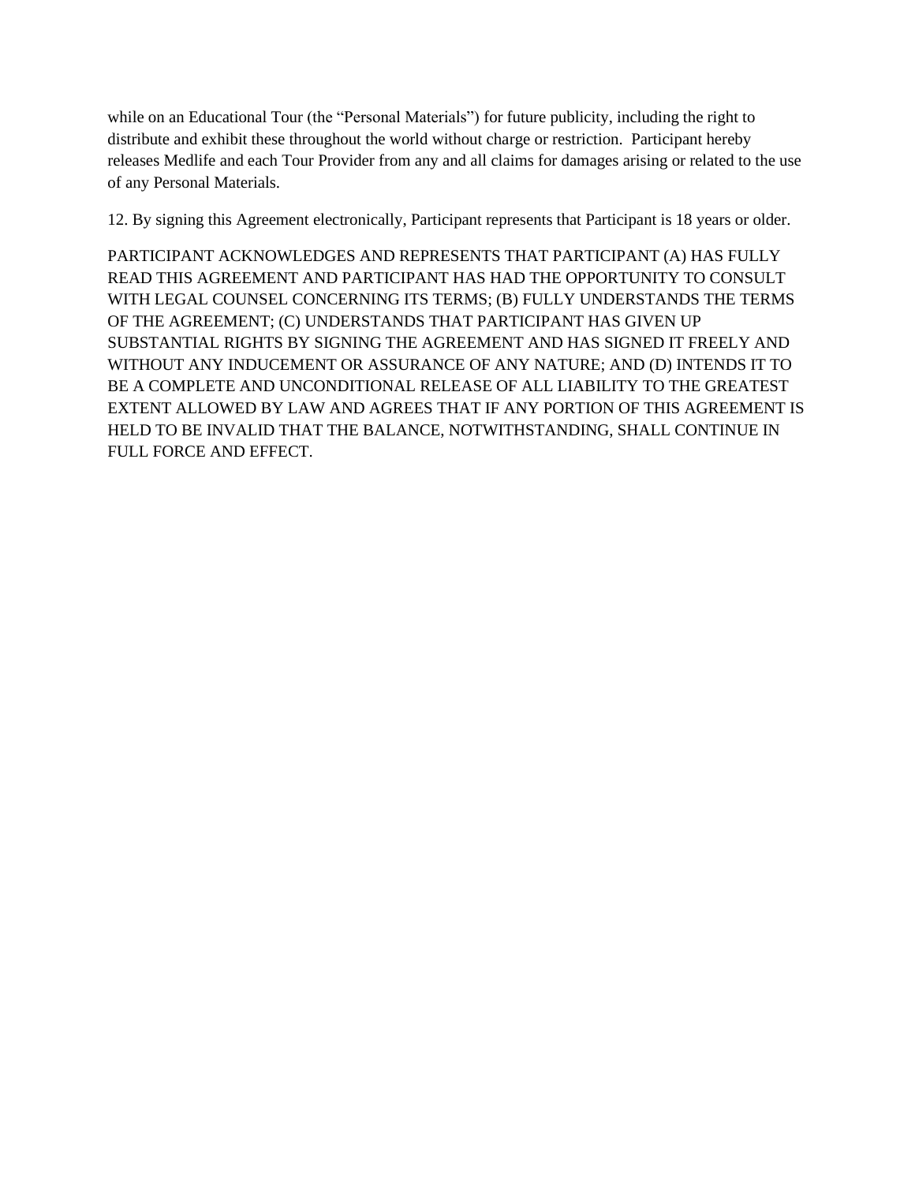while on an Educational Tour (the “Personal Materials”) for future publicity, including the right to distribute and exhibit these throughout the world without charge or restriction. Participant hereby releases Medlife and each Tour Provider from any and all claims for damages arising or related to the use of any Personal Materials.

12. By signing this Agreement electronically, Participant represents that Participant is 18 years or older.

PARTICIPANT ACKNOWLEDGES AND REPRESENTS THAT PARTICIPANT (A) HAS FULLY READ THIS AGREEMENT AND PARTICIPANT HAS HAD THE OPPORTUNITY TO CONSULT WITH LEGAL COUNSEL CONCERNING ITS TERMS; (B) FULLY UNDERSTANDS THE TERMS OF THE AGREEMENT; (C) UNDERSTANDS THAT PARTICIPANT HAS GIVEN UP SUBSTANTIAL RIGHTS BY SIGNING THE AGREEMENT AND HAS SIGNED IT FREELY AND WITHOUT ANY INDUCEMENT OR ASSURANCE OF ANY NATURE; AND (D) INTENDS IT TO BE A COMPLETE AND UNCONDITIONAL RELEASE OF ALL LIABILITY TO THE GREATEST EXTENT ALLOWED BY LAW AND AGREES THAT IF ANY PORTION OF THIS AGREEMENT IS HELD TO BE INVALID THAT THE BALANCE, NOTWITHSTANDING, SHALL CONTINUE IN FULL FORCE AND EFFECT.